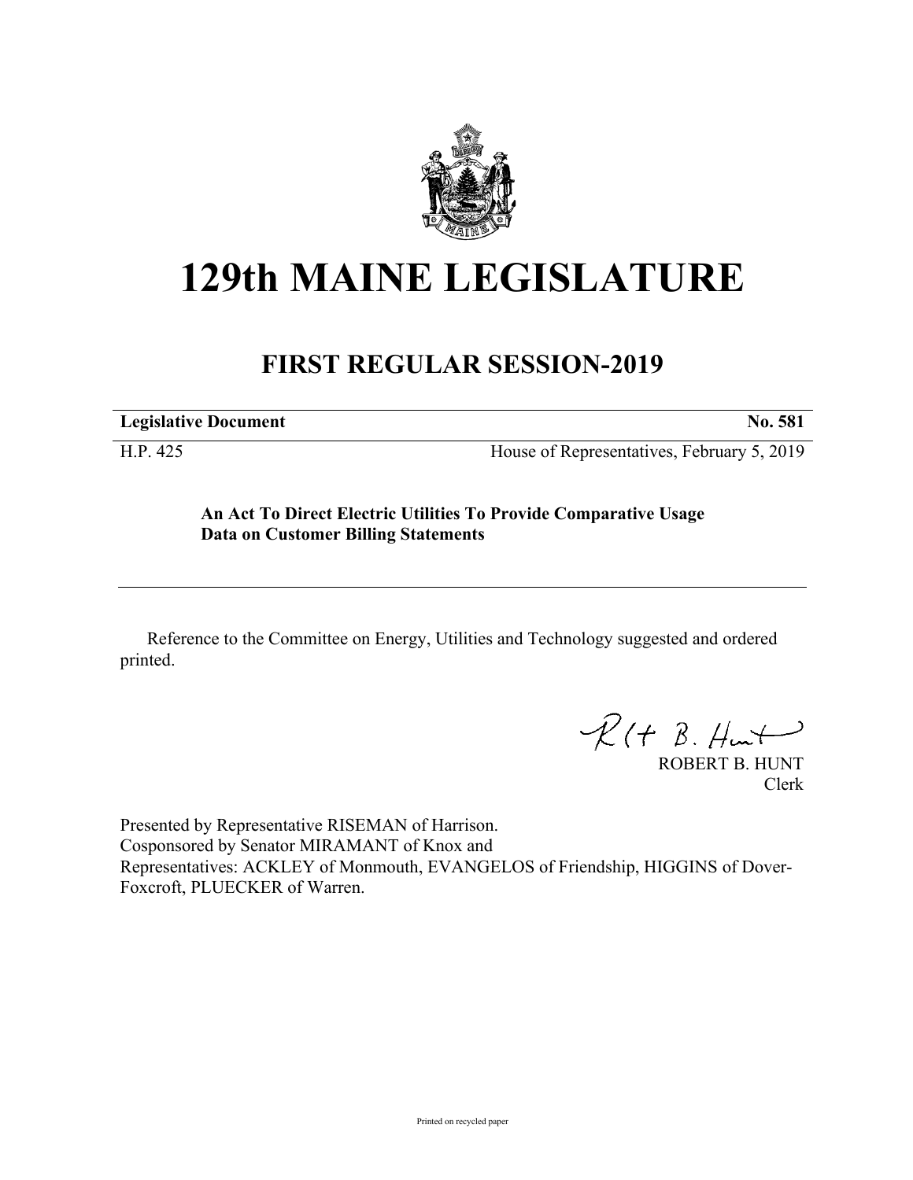# 129th MAINE LEGISLATURE

## FIRST REGULAR SESSION-2019

**Legislative Document** **No. 581**

H.P. 425 House of Representatives, February 5, 2019

**An Act To Direct Electric Utilities To Provide Comparative Usage Data on Customer Billing Statements**

Reference to the Committee on Energy, Utilities and Technology suggested and ordered printed.

ROBERT B. HUNT
Clerk

Presented by Representative RISEMAN of Harrison.
Cosponsored by Senator MIRAMANT of Knox and
Representatives: ACKLEY of Monmouth, EVANGELOS of Friendship, HIGGINS of Dover-Foxcroft, PLUECKER of Warren.

Printed on recycled paper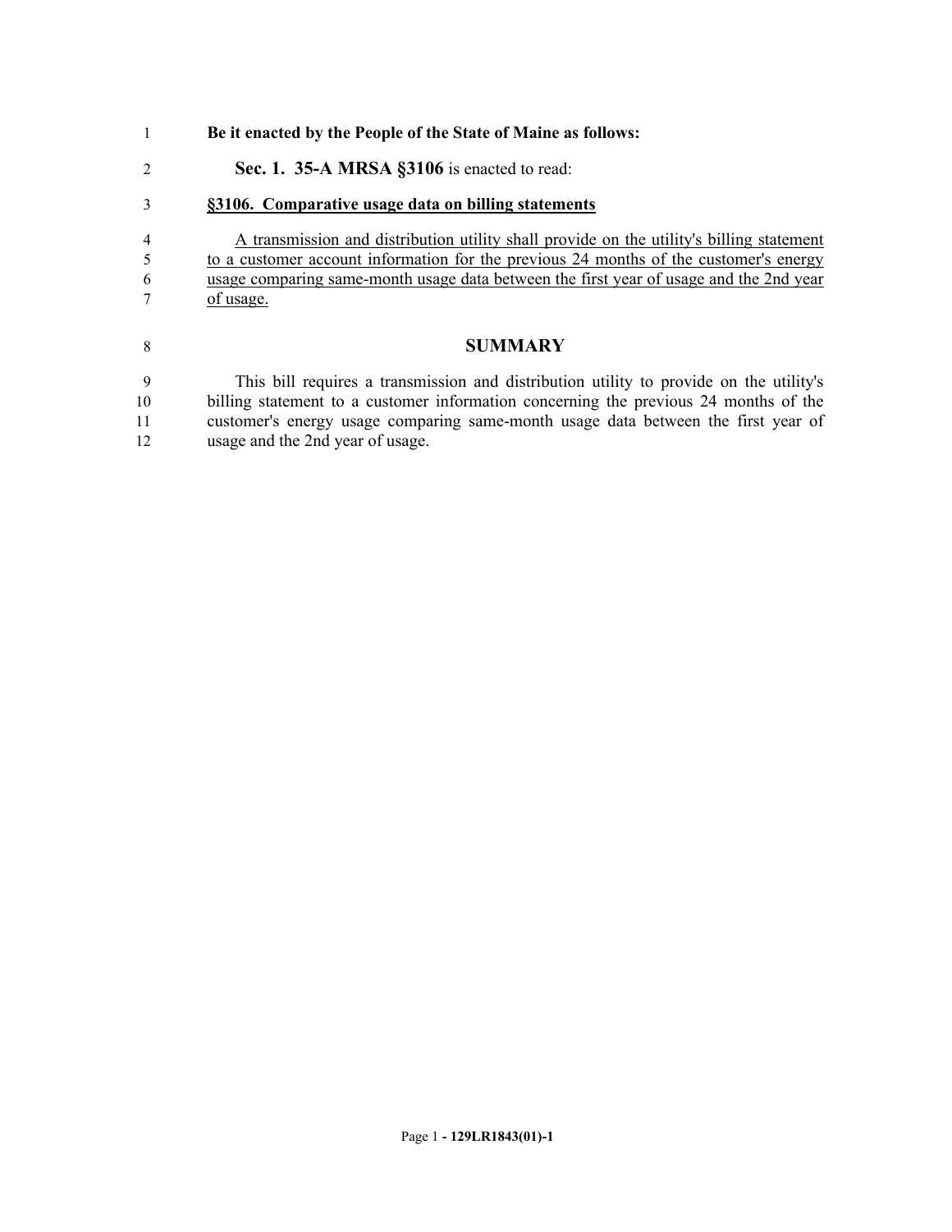**Be it enacted by the People of the State of Maine as follows:**

**Sec. 1. 35-A MRSA §3106** is enacted to read:

**§3106. Comparative usage data on billing statements**

A transmission and distribution utility shall provide on the utility's billing statement to a customer account information for the previous 24 months of the customer's energy usage comparing same-month usage data between the first year of usage and the 2nd year of usage.

## SUMMARY

This bill requires a transmission and distribution utility to provide on the utility's billing statement to a customer information concerning the previous 24 months of the customer's energy usage comparing same-month usage data between the first year of usage and the 2nd year of usage.